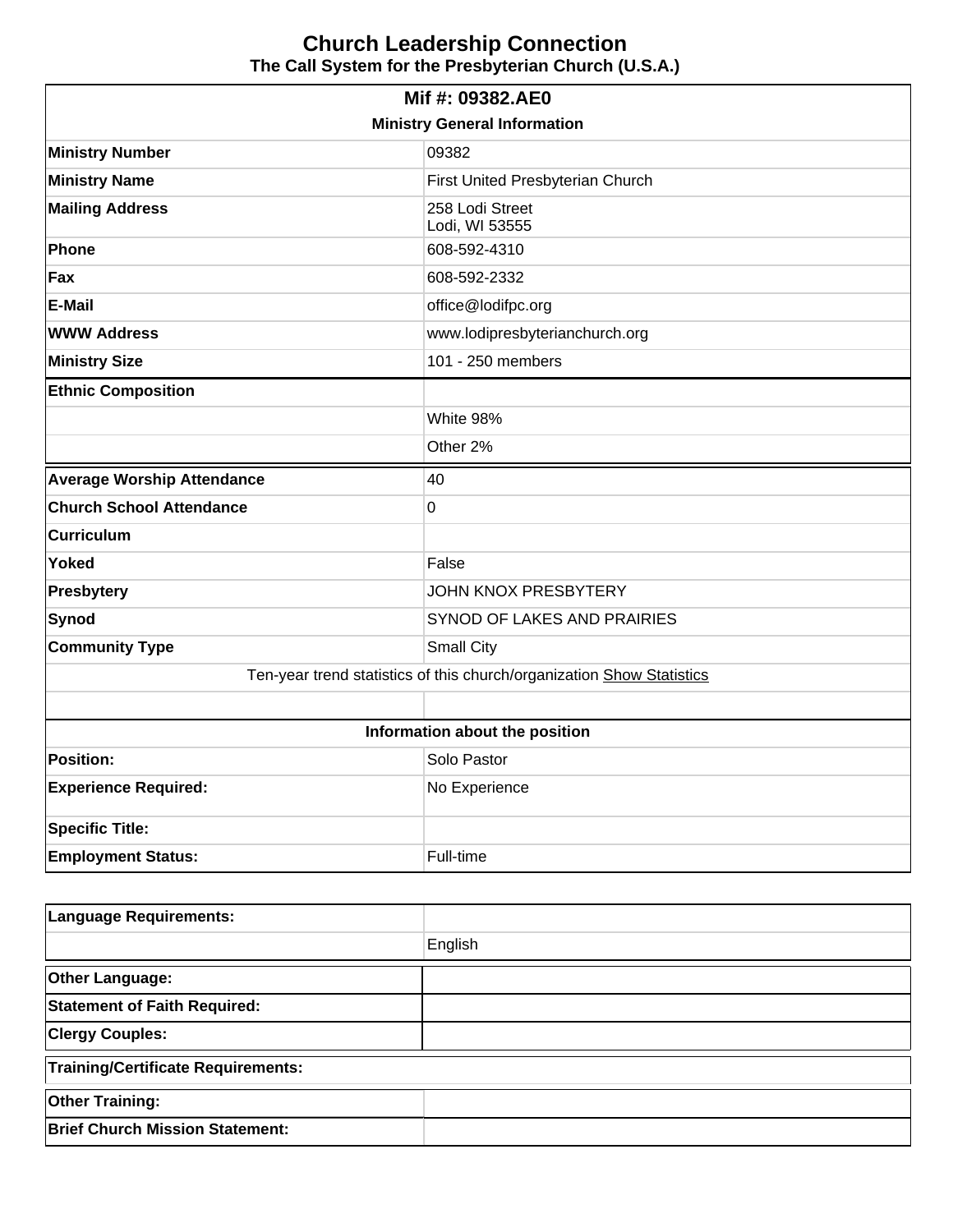# Church Leadership Connection

### The Call System for the Presbyterian Church (U.S.A.)

| Mif #: 09382.AE0 | |
|---|---|
| **Ministry General Information** | |
| **Ministry Number** | 09382 |
| **Ministry Name** | First United Presbyterian Church |
| **Mailing Address** | 258 Lodi Street<br>Lodi, WI 53555 |
| **Phone** | 608-592-4310 |
| **Fax** | 608-592-2332 |
| **E-Mail** | office@lodifpc.org |
| **WWW Address** | www.lodipresbyterianchurch.org |
| **Ministry Size** | 101 - 250 members |
| **Ethnic Composition** | |
| | White 98% |
| | Other 2% |
| **Average Worship Attendance** | 40 |
| **Church School Attendance** | 0 |
| **Curriculum** | |
| **Yoked** | False |
| **Presbytery** | JOHN KNOX PRESBYTERY |
| **Synod** | SYNOD OF LAKES AND PRAIRIES |
| **Community Type** | Small City |
| Ten-year trend statistics of this church/organization Show Statistics | |
| | |
| **Information about the position** | |
| **Position:** | Solo Pastor |
| **Experience Required:** | No Experience |
| **Specific Title:** | |
| **Employment Status:** | Full-time |

| Language Requirements: | |
|---|---|
| | English |
| **Other Language:** | |
| **Statement of Faith Required:** | |
| **Clergy Couples:** | |
| **Training/Certificate Requirements:** | |
| **Other Training:** | |
| **Brief Church Mission Statement:** | |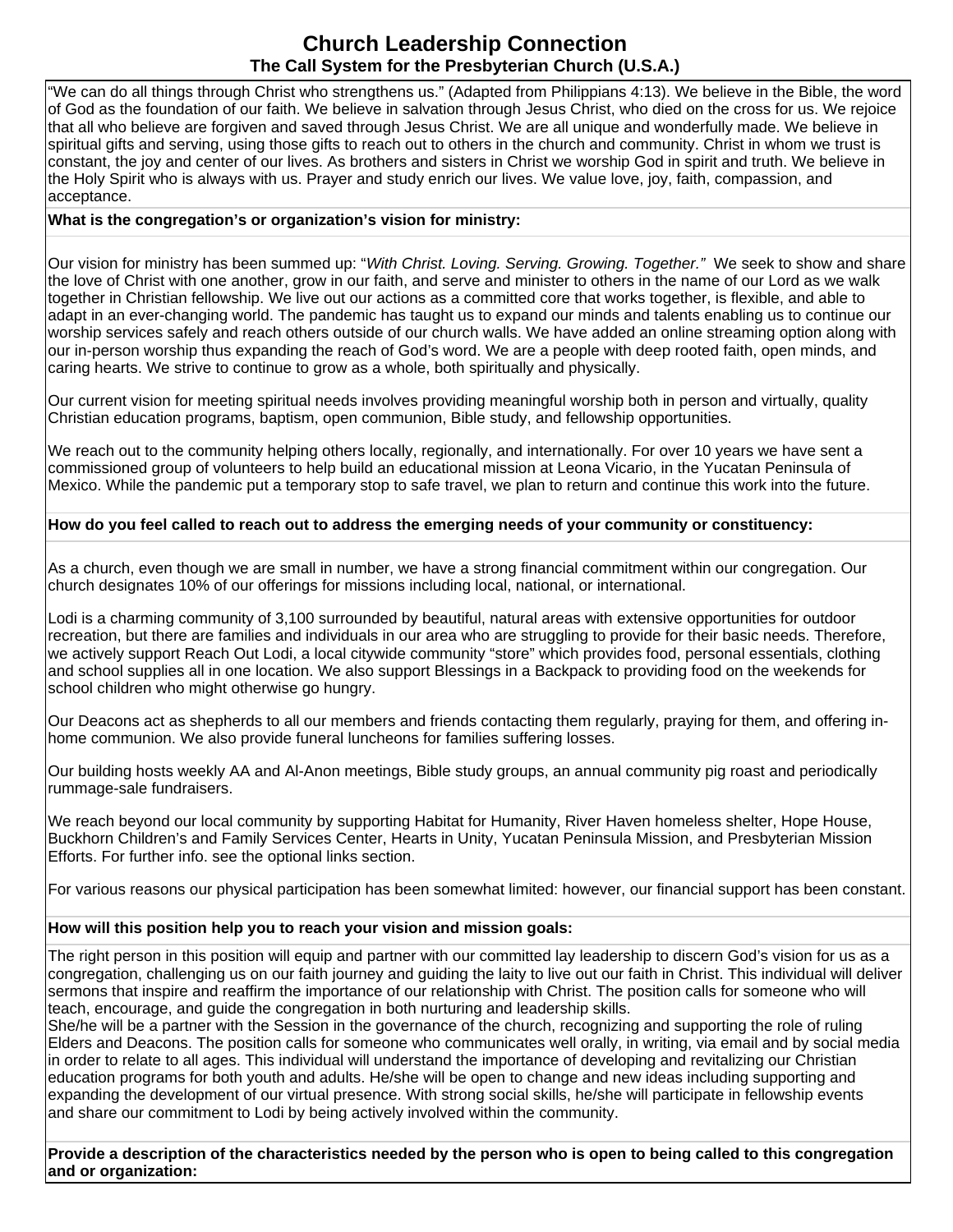# Church Leadership Connection

## The Call System for the Presbyterian Church (U.S.A.)

"We can do all things through Christ who strengthens us." (Adapted from Philippians 4:13). We believe in the Bible, the word of God as the foundation of our faith. We believe in salvation through Jesus Christ, who died on the cross for us. We rejoice that all who believe are forgiven and saved through Jesus Christ. We are all unique and wonderfully made. We believe in spiritual gifts and serving, using those gifts to reach out to others in the church and community. Christ in whom we trust is constant, the joy and center of our lives. As brothers and sisters in Christ we worship God in spirit and truth. We believe in the Holy Spirit who is always with us. Prayer and study enrich our lives. We value love, joy, faith, compassion, and acceptance.

**What is the congregation's or organization's vision for ministry:**

Our vision for ministry has been summed up: "*With Christ. Loving. Serving. Growing. Together."* We seek to show and share the love of Christ with one another, grow in our faith, and serve and minister to others in the name of our Lord as we walk together in Christian fellowship. We live out our actions as a committed core that works together, is flexible, and able to adapt in an ever-changing world. The pandemic has taught us to expand our minds and talents enabling us to continue our worship services safely and reach others outside of our church walls. We have added an online streaming option along with our in-person worship thus expanding the reach of God's word. We are a people with deep rooted faith, open minds, and caring hearts. We strive to continue to grow as a whole, both spiritually and physically.

Our current vision for meeting spiritual needs involves providing meaningful worship both in person and virtually, quality Christian education programs, baptism, open communion, Bible study, and fellowship opportunities.

We reach out to the community helping others locally, regionally, and internationally. For over 10 years we have sent a commissioned group of volunteers to help build an educational mission at Leona Vicario, in the Yucatan Peninsula of Mexico. While the pandemic put a temporary stop to safe travel, we plan to return and continue this work into the future.

**How do you feel called to reach out to address the emerging needs of your community or constituency:**

As a church, even though we are small in number, we have a strong financial commitment within our congregation. Our church designates 10% of our offerings for missions including local, national, or international.

Lodi is a charming community of 3,100 surrounded by beautiful, natural areas with extensive opportunities for outdoor recreation, but there are families and individuals in our area who are struggling to provide for their basic needs. Therefore, we actively support Reach Out Lodi, a local citywide community "store" which provides food, personal essentials, clothing and school supplies all in one location. We also support Blessings in a Backpack to providing food on the weekends for school children who might otherwise go hungry.

Our Deacons act as shepherds to all our members and friends contacting them regularly, praying for them, and offering in-home communion. We also provide funeral luncheons for families suffering losses.

Our building hosts weekly AA and Al-Anon meetings, Bible study groups, an annual community pig roast and periodically rummage-sale fundraisers.

We reach beyond our local community by supporting Habitat for Humanity, River Haven homeless shelter, Hope House, Buckhorn Children's and Family Services Center, Hearts in Unity, Yucatan Peninsula Mission, and Presbyterian Mission Efforts. For further info. see the optional links section.

For various reasons our physical participation has been somewhat limited: however, our financial support has been constant.

**How will this position help you to reach your vision and mission goals:**

The right person in this position will equip and partner with our committed lay leadership to discern God's vision for us as a congregation, challenging us on our faith journey and guiding the laity to live out our faith in Christ. This individual will deliver sermons that inspire and reaffirm the importance of our relationship with Christ. The position calls for someone who will teach, encourage, and guide the congregation in both nurturing and leadership skills.
She/he will be a partner with the Session in the governance of the church, recognizing and supporting the role of ruling Elders and Deacons. The position calls for someone who communicates well orally, in writing, via email and by social media in order to relate to all ages. This individual will understand the importance of developing and revitalizing our Christian education programs for both youth and adults. He/she will be open to change and new ideas including supporting and expanding the development of our virtual presence. With strong social skills, he/she will participate in fellowship events and share our commitment to Lodi by being actively involved within the community.

**Provide a description of the characteristics needed by the person who is open to being called to this congregation and or organization:**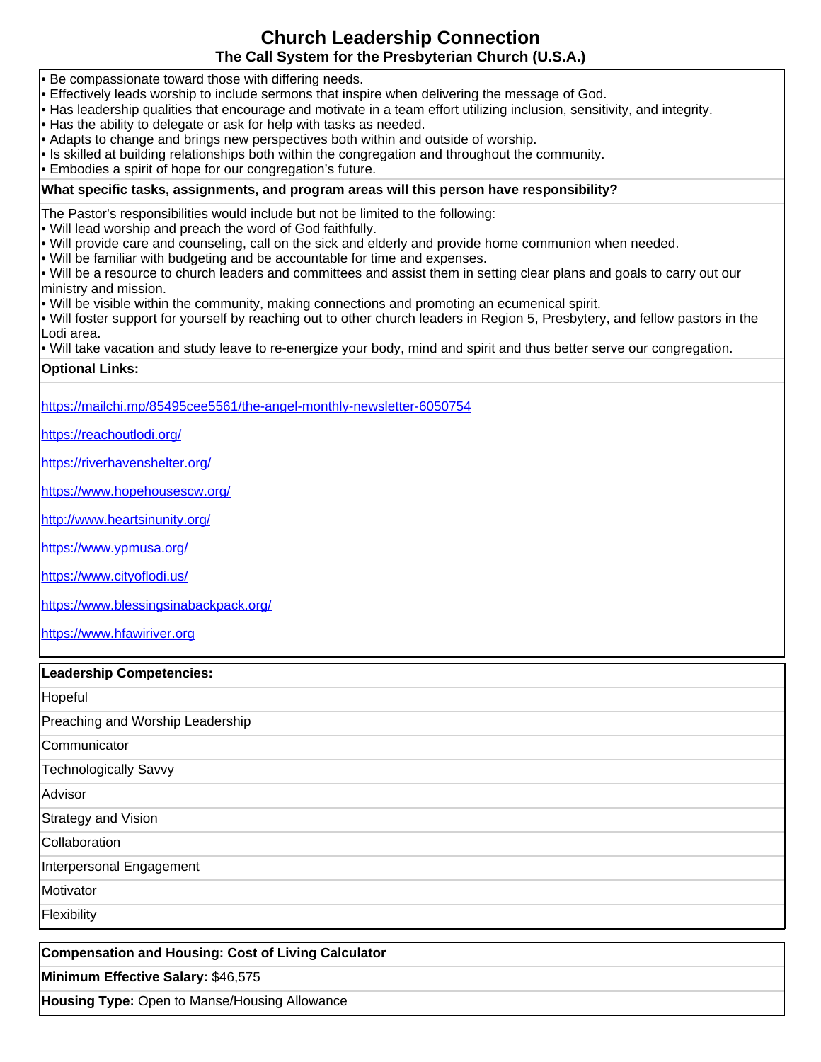# Church Leadership Connection

## The Call System for the Presbyterian Church (U.S.A.)

- Be compassionate toward those with differing needs.
- Effectively leads worship to include sermons that inspire when delivering the message of God.
- Has leadership qualities that encourage and motivate in a team effort utilizing inclusion, sensitivity, and integrity.
- Has the ability to delegate or ask for help with tasks as needed.
- Adapts to change and brings new perspectives both within and outside of worship.
- Is skilled at building relationships both within the congregation and throughout the community.
- Embodies a spirit of hope for our congregation's future.

**What specific tasks, assignments, and program areas will this person have responsibility?**

The Pastor's responsibilities would include but not be limited to the following:

- Will lead worship and preach the word of God faithfully.
- Will provide care and counseling, call on the sick and elderly and provide home communion when needed.
- Will be familiar with budgeting and be accountable for time and expenses.
- Will be a resource to church leaders and committees and assist them in setting clear plans and goals to carry out our ministry and mission.
- Will be visible within the community, making connections and promoting an ecumenical spirit.
- Will foster support for yourself by reaching out to other church leaders in Region 5, Presbytery, and fellow pastors in the Lodi area.
- Will take vacation and study leave to re-energize your body, mind and spirit and thus better serve our congregation.

**Optional Links:**

https://mailchi.mp/85495cee5561/the-angel-monthly-newsletter-6050754

https://reachoutlodi.org/

https://riverhavenshelter.org/

https://www.hopehousescw.org/

http://www.heartsinunity.org/

https://www.ypmusa.org/

https://www.cityoflodi.us/

https://www.blessingsinabackpack.org/

https://www.hfawiriver.org

**Leadership Competencies:**

Hopeful

Preaching and Worship Leadership

Communicator

Technologically Savvy

Advisor

Strategy and Vision

Collaboration

Interpersonal Engagement

Motivator

Flexibility

**Compensation and Housing:** Cost of Living Calculator

**Minimum Effective Salary:** $46,575

**Housing Type:** Open to Manse/Housing Allowance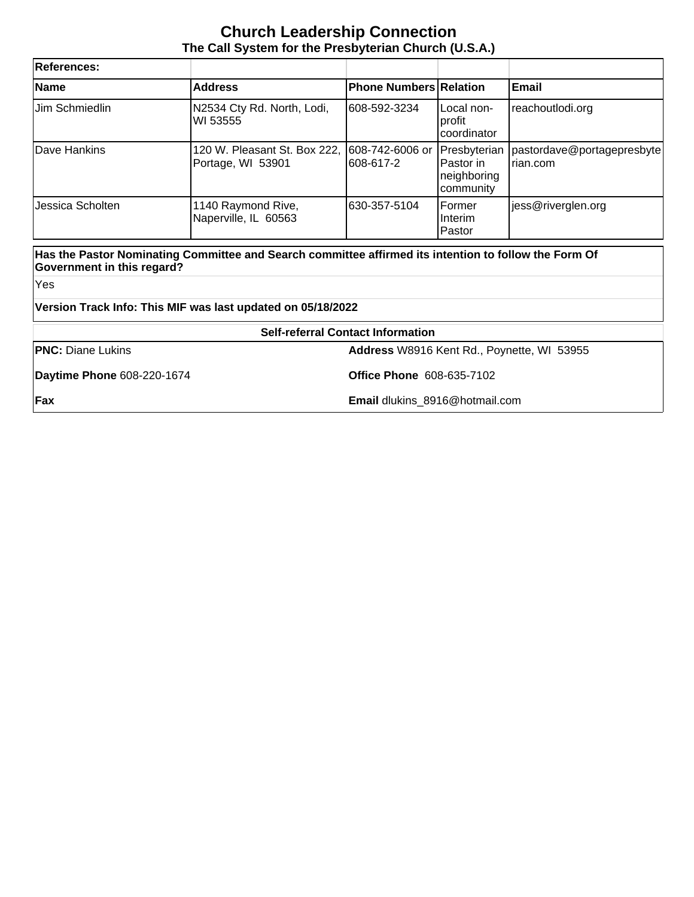# Church Leadership Connection

### The Call System for the Presbyterian Church (U.S.A.)

| **References:** | | | | |
|---|---|---|---|---|
| **Name** | **Address** | **Phone Numbers** | **Relation** | **Email** |
| Jim Schmiedlin | N2534 Cty Rd. North, Lodi, WI 53555 | 608-592-3234 | Local non-profit coordinator | reachoutlodi.org |
| Dave Hankins | 120 W. Pleasant St. Box 222, Portage, WI 53901 | 608-742-6006 or 608-617-2 | Presbyterian Pastor in neighboring community | pastordave@portagepresbyterian.com |
| Jessica Scholten | 1140 Raymond Rive, Naperville, IL 60563 | 630-357-5104 | Former Interim Pastor | jess@riverglen.org |

**Has the Pastor Nominating Committee and Search committee affirmed its intention to follow the Form Of Government in this regard?**

Yes

**Version Track Info: This MIF was last updated on 05/18/2022**

**Self-referral Contact Information**

| | |
|---|---|
| **PNC:** Diane Lukins | **Address** W8916 Kent Rd., Poynette, WI 53955 |
| **Daytime Phone** 608-220-1674 | **Office Phone** 608-635-7102 |
| **Fax** | **Email** dlukins_8916@hotmail.com |